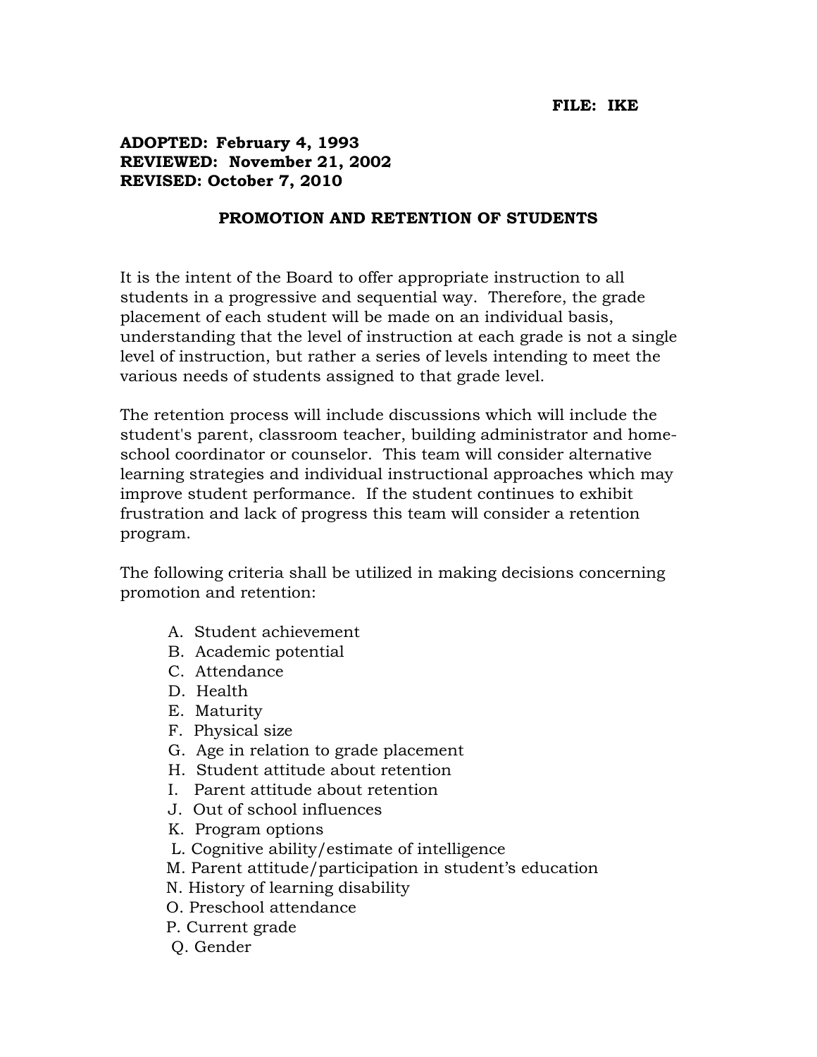**FILE: IKE**

**ADOPTED: February 4, 1993**
**REVIEWED: November 21, 2002**
**REVISED: October 7, 2010**

## PROMOTION AND RETENTION OF STUDENTS

It is the intent of the Board to offer appropriate instruction to all students in a progressive and sequential way. Therefore, the grade placement of each student will be made on an individual basis, understanding that the level of instruction at each grade is not a single level of instruction, but rather a series of levels intending to meet the various needs of students assigned to that grade level.

The retention process will include discussions which will include the student's parent, classroom teacher, building administrator and home-school coordinator or counselor. This team will consider alternative learning strategies and individual instructional approaches which may improve student performance. If the student continues to exhibit frustration and lack of progress this team will consider a retention program.

The following criteria shall be utilized in making decisions concerning promotion and retention:

A. Student achievement
B. Academic potential
C. Attendance
D. Health
E. Maturity
F. Physical size
G. Age in relation to grade placement
H. Student attitude about retention
I. Parent attitude about retention
J. Out of school influences
K. Program options
L. Cognitive ability/estimate of intelligence
M. Parent attitude/participation in student's education
N. History of learning disability
O. Preschool attendance
P. Current grade
Q. Gender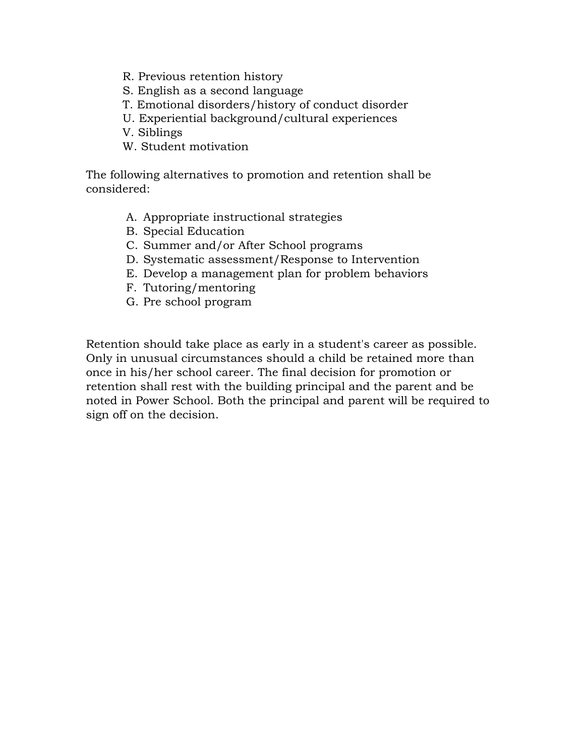R. Previous retention history
S. English as a second language
T. Emotional disorders/history of conduct disorder
U. Experiential background/cultural experiences
V. Siblings
W. Student motivation

The following alternatives to promotion and retention shall be considered:

A. Appropriate instructional strategies
B. Special Education
C. Summer and/or After School programs
D. Systematic assessment/Response to Intervention
E. Develop a management plan for problem behaviors
F. Tutoring/mentoring
G. Pre school program

Retention should take place as early in a student's career as possible. Only in unusual circumstances should a child be retained more than once in his/her school career. The final decision for promotion or retention shall rest with the building principal and the parent and be noted in Power School. Both the principal and parent will be required to sign off on the decision.